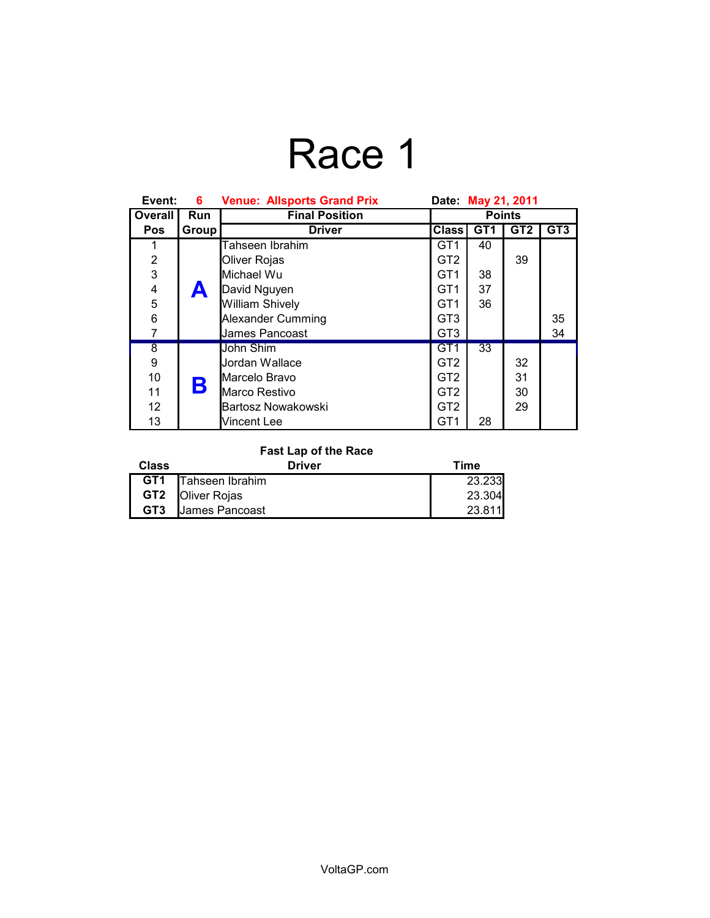# Race 1

**Event:** 6 **Venue: Allsports Grand Prix** **Date:** May 21, 2011

| Overall Pos | Run Group | Final Position Driver | Class | Points GT1 | GT2 | GT3 |
|---|---|---|---|---|---|---|
| 1 | A | Tahseen Ibrahim | GT1 | 40 | | |
| 2 | | Oliver Rojas | GT2 | | 39 | |
| 3 | | Michael Wu | GT1 | 38 | | |
| 4 | | David Nguyen | GT1 | 37 | | |
| 5 | | William Shively | GT1 | 36 | | |
| 6 | | Alexander Cumming | GT3 | | | 35 |
| 7 | | James Pancoast | GT3 | | | 34 |
| 8 | B | John Shim | GT1 | 33 | | |
| 9 | | Jordan Wallace | GT2 | | 32 | |
| 10 | | Marcelo Bravo | GT2 | | 31 | |
| 11 | | Marco Restivo | GT2 | | 30 | |
| 12 | | Bartosz Nowakowski | GT2 | | 29 | |
| 13 | | Vincent Lee | GT1 | 28 | | |

**Fast Lap of the Race**

| Class | Driver | Time |
|---|---|---|
| GT1 | Tahseen Ibrahim | 23.233 |
| GT2 | Oliver Rojas | 23.304 |
| GT3 | James Pancoast | 23.811 |

VoltaGP.com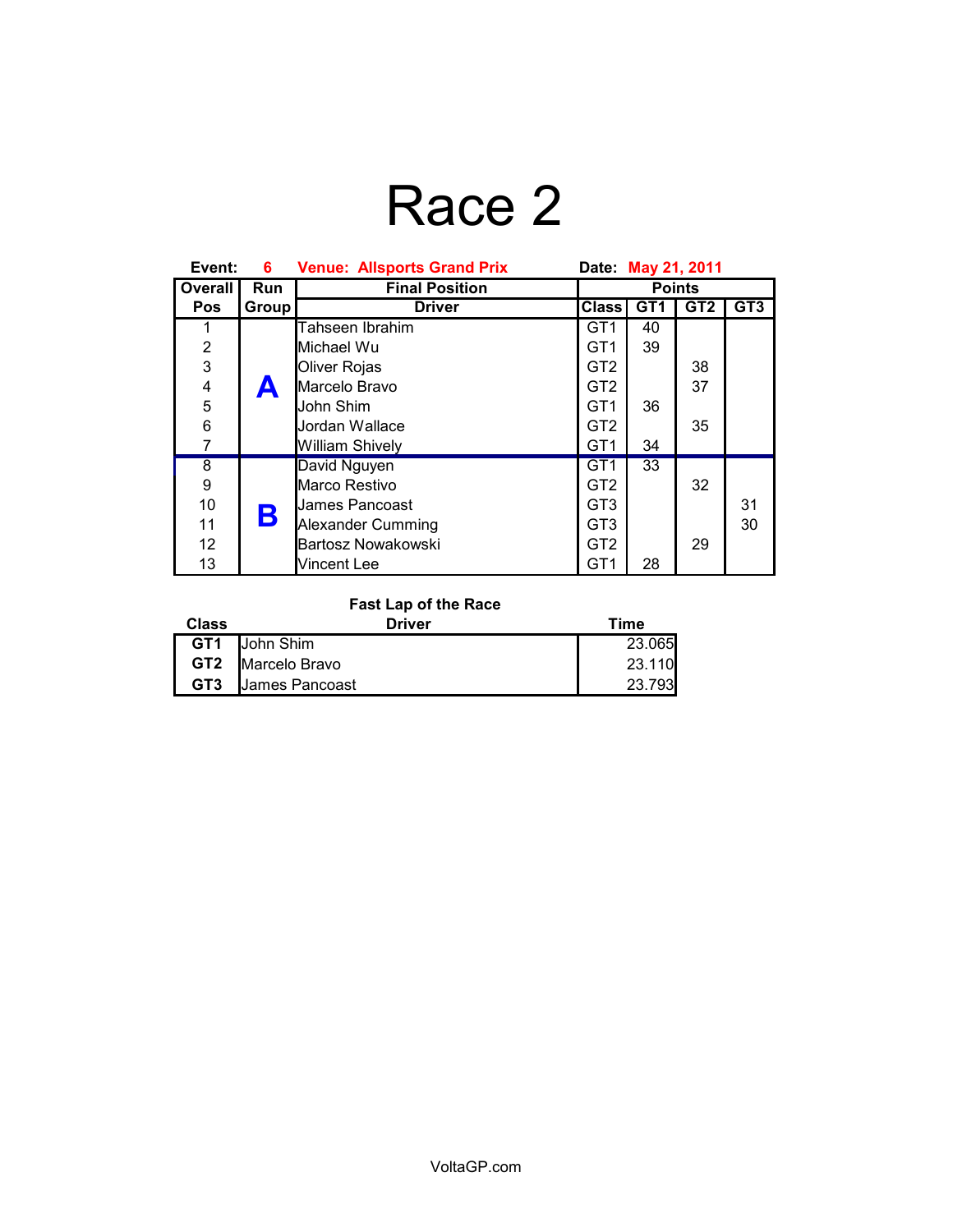# Race 2

**Event:** 6 **Venue: Allsports Grand Prix** **Date:** May 21, 2011

| Overall Pos | Run Group | Final Position Driver | Class | Points GT1 | Points GT2 | Points GT3 |
|---|---|---|---|---|---|---|
| 1 | A | Tahseen Ibrahim | GT1 | 40 | | |
| 2 | A | Michael Wu | GT1 | 39 | | |
| 3 | A | Oliver Rojas | GT2 | | 38 | |
| 4 | A | Marcelo Bravo | GT2 | | 37 | |
| 5 | A | John Shim | GT1 | 36 | | |
| 6 | A | Jordan Wallace | GT2 | | 35 | |
| 7 | A | William Shively | GT1 | 34 | | |
| 8 | B | David Nguyen | GT1 | 33 | | |
| 9 | B | Marco Restivo | GT2 | | 32 | |
| 10 | B | James Pancoast | GT3 | | | 31 |
| 11 | B | Alexander Cumming | GT3 | | | 30 |
| 12 | B | Bartosz Nowakowski | GT2 | | 29 | |
| 13 | B | Vincent Lee | GT1 | 28 | | |

**Fast Lap of the Race**

| Class | Driver | Time |
|---|---|---|
| **GT1** | John Shim | 23.065 |
| **GT2** | Marcelo Bravo | 23.110 |
| **GT3** | James Pancoast | 23.793 |

VoltaGP.com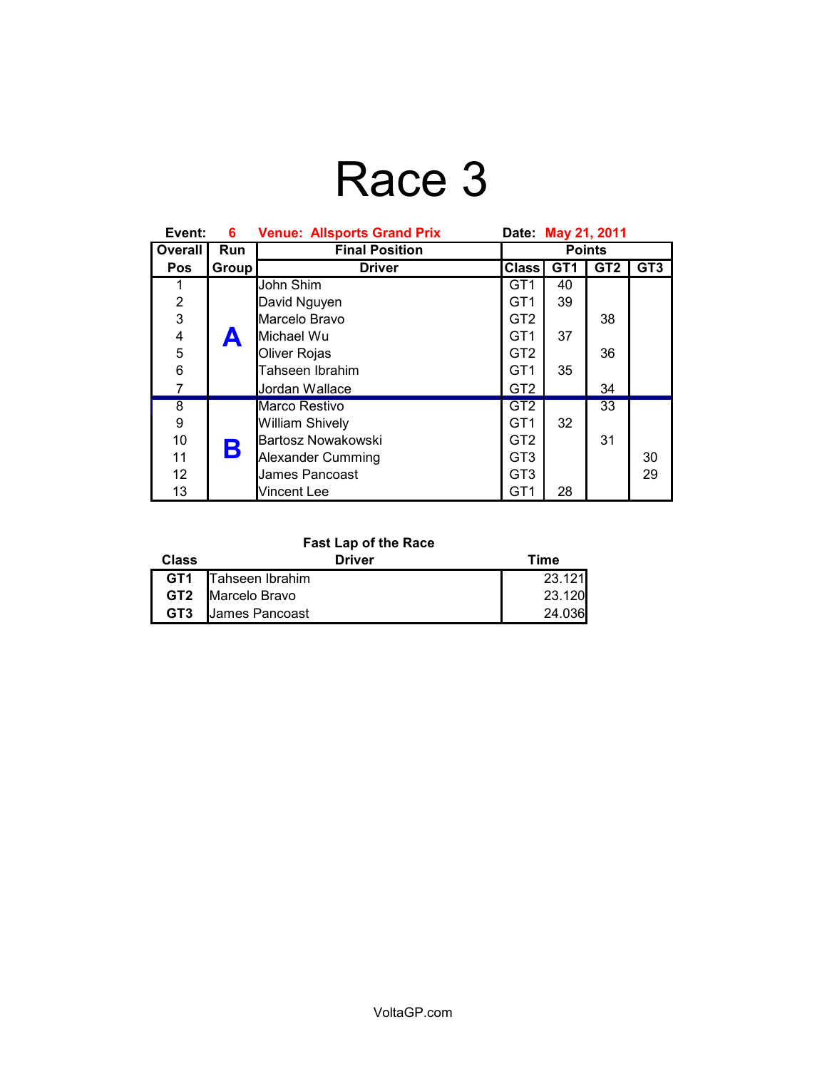# Race 3

**Event:** 6 **Venue: Allsports Grand Prix** **Date:** May 21, 2011

| Overall Pos | Run Group | Final Position Driver | Class | Points GT1 | GT2 | GT3 |
|---|---|---|---|---|---|---|
| 1 | A | John Shim | GT1 | 40 | | |
| 2 | | David Nguyen | GT1 | 39 | | |
| 3 | | Marcelo Bravo | GT2 | | 38 | |
| 4 | | Michael Wu | GT1 | 37 | | |
| 5 | | Oliver Rojas | GT2 | | 36 | |
| 6 | | Tahseen Ibrahim | GT1 | 35 | | |
| 7 | | Jordan Wallace | GT2 | | 34 | |
| 8 | B | Marco Restivo | GT2 | | 33 | |
| 9 | | William Shively | GT1 | 32 | | |
| 10 | | Bartosz Nowakowski | GT2 | | 31 | |
| 11 | | Alexander Cumming | GT3 | | | 30 |
| 12 | | James Pancoast | GT3 | | | 29 |
| 13 | | Vincent Lee | GT1 | 28 | | |

**Fast Lap of the Race**

| Class | Driver | Time |
|---|---|---|
| **GT1** | Tahseen Ibrahim | 23.121 |
| **GT2** | Marcelo Bravo | 23.120 |
| **GT3** | James Pancoast | 24.036 |

VoltaGP.com